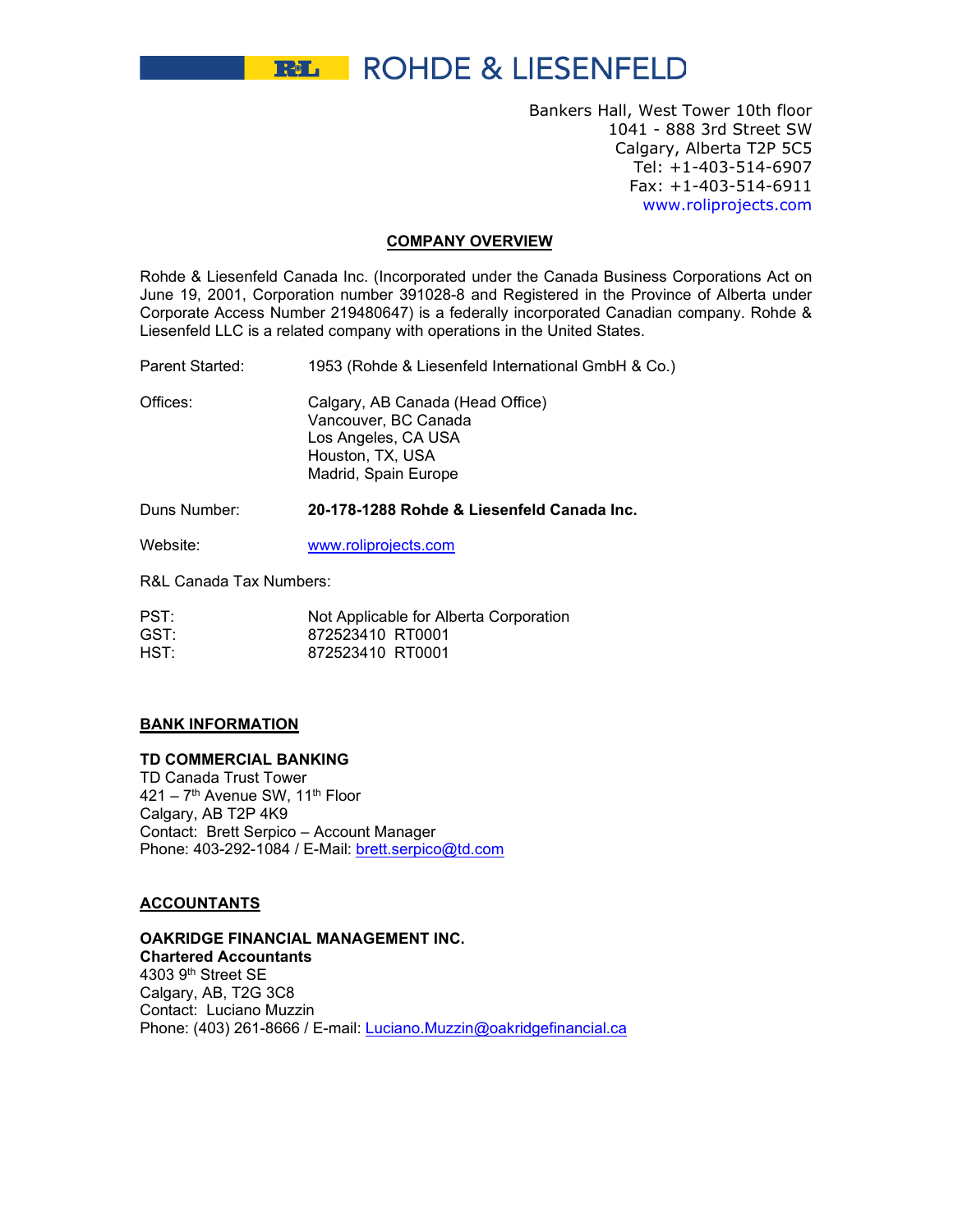# ROHDE & LIESENFELD

Bankers Hall, West Tower 10th floor
1041 - 888 3rd Street SW
Calgary, Alberta T2P 5C5
Tel: +1-403-514-6907
Fax: +1-403-514-6911
www.roliprojects.com

## COMPANY OVERVIEW

Rohde & Liesenfeld Canada Inc. (Incorporated under the Canada Business Corporations Act on June 19, 2001, Corporation number 391028-8 and Registered in the Province of Alberta under Corporate Access Number 219480647) is a federally incorporated Canadian company. Rohde & Liesenfeld LLC is a related company with operations in the United States.

Parent Started: 1953 (Rohde & Liesenfeld International GmbH & Co.)

Offices:
Calgary, AB Canada (Head Office)
Vancouver, BC Canada
Los Angeles, CA USA
Houston, TX, USA
Madrid, Spain Europe

Duns Number: **20-178-1288 Rohde & Liesenfeld Canada Inc.**

Website: www.roliprojects.com

R&L Canada Tax Numbers:

| | |
|---|---|
| PST: | Not Applicable for Alberta Corporation |
| GST: | 872523410 RT0001 |
| HST: | 872523410 RT0001 |

## BANK INFORMATION

**TD COMMERCIAL BANKING**
TD Canada Trust Tower
421 – 7th Avenue SW, 11th Floor
Calgary, AB T2P 4K9
Contact: Brett Serpico – Account Manager
Phone: 403-292-1084 / E-Mail: brett.serpico@td.com

## ACCOUNTANTS

**OAKRIDGE FINANCIAL MANAGEMENT INC.**
**Chartered Accountants**
4303 9th Street SE
Calgary, AB, T2G 3C8
Contact: Luciano Muzzin
Phone: (403) 261-8666 / E-mail: Luciano.Muzzin@oakridgefinancial.ca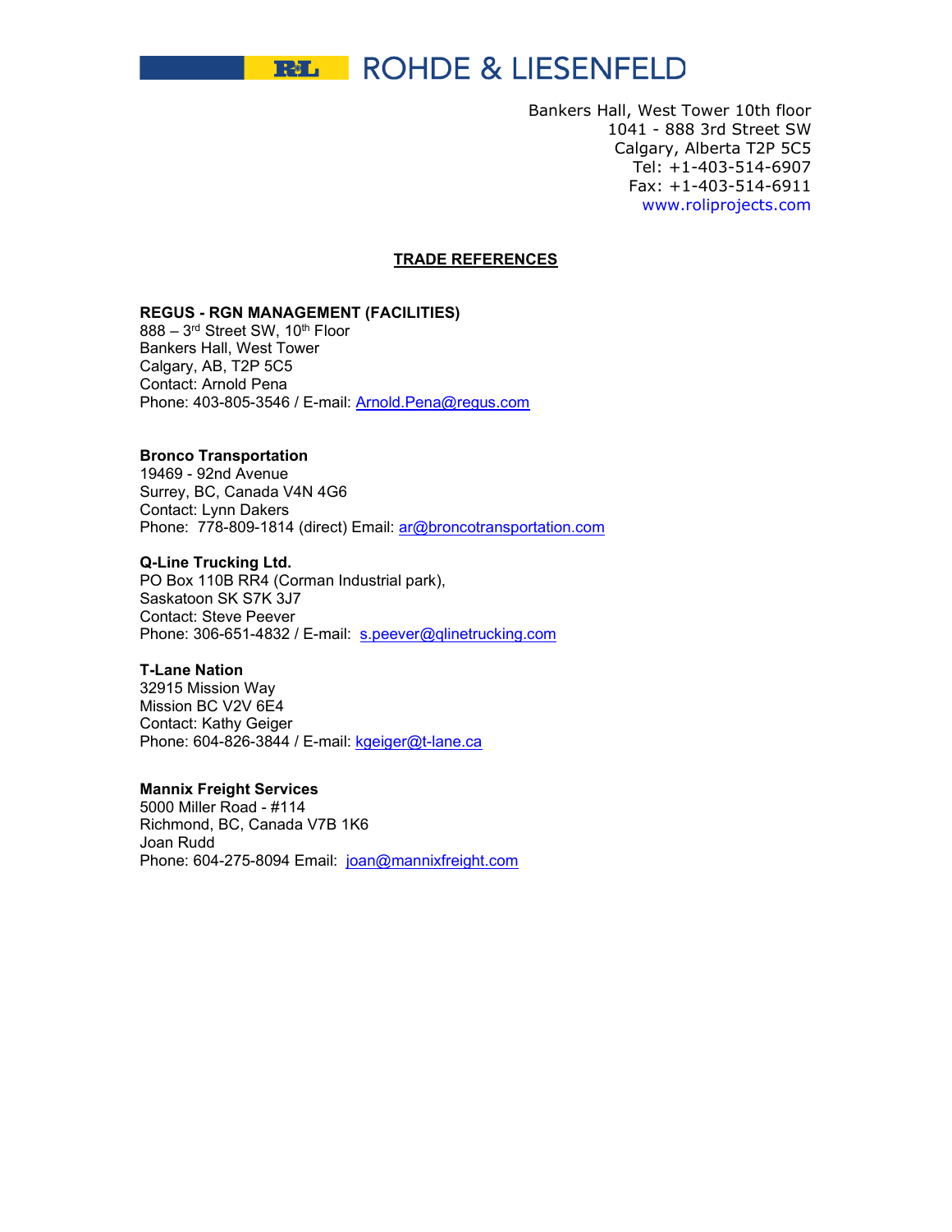ROHDE & LIESENFELD

Bankers Hall, West Tower 10th floor
1041 - 888 3rd Street SW
Calgary, Alberta T2P 5C5
Tel: +1-403-514-6907
Fax: +1-403-514-6911
www.roliprojects.com

## TRADE REFERENCES

**REGUS - RGN MANAGEMENT (FACILITIES)**
888 – 3rd Street SW, 10th Floor
Bankers Hall, West Tower
Calgary, AB, T2P 5C5
Contact: Arnold Pena
Phone: 403-805-3546 / E-mail: Arnold.Pena@regus.com

**Bronco Transportation**
19469 - 92nd Avenue
Surrey, BC, Canada V4N 4G6
Contact: Lynn Dakers
Phone: 778-809-1814 (direct) Email: ar@broncotransportation.com

**Q-Line Trucking Ltd.**
PO Box 110B RR4 (Corman Industrial park),
Saskatoon SK S7K 3J7
Contact: Steve Peever
Phone: 306-651-4832 / E-mail: s.peever@qlinetrucking.com

**T-Lane Nation**
32915 Mission Way
Mission BC V2V 6E4
Contact: Kathy Geiger
Phone: 604-826-3844 / E-mail: kgeiger@t-lane.ca

**Mannix Freight Services**
5000 Miller Road - #114
Richmond, BC, Canada V7B 1K6
Joan Rudd
Phone: 604-275-8094 Email: joan@mannixfreight.com